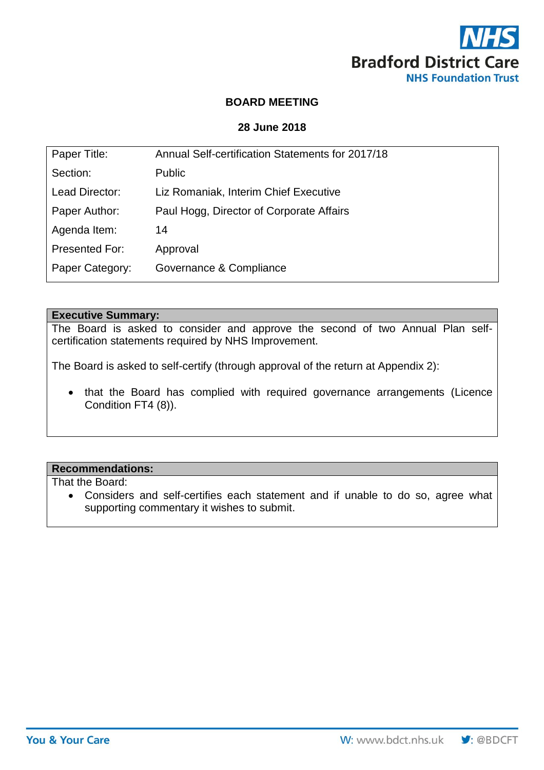NHS
Bradford District Care
NHS Foundation Trust

# BOARD MEETING

**28 June 2018**

| | |
|---|---|
| Paper Title: | Annual Self-certification Statements for 2017/18 |
| Section: | Public |
| Lead Director: | Liz Romaniak, Interim Chief Executive |
| Paper Author: | Paul Hogg, Director of Corporate Affairs |
| Agenda Item: | 14 |
| Presented For: | Approval |
| Paper Category: | Governance & Compliance |

**Executive Summary:**

The Board is asked to consider and approve the second of two Annual Plan self-certification statements required by NHS Improvement.

The Board is asked to self-certify (through approval of the return at Appendix 2):

- that the Board has complied with required governance arrangements (Licence Condition FT4 (8)).

**Recommendations:**

That the Board:

- Considers and self-certifies each statement and if unable to do so, agree what supporting commentary it wishes to submit.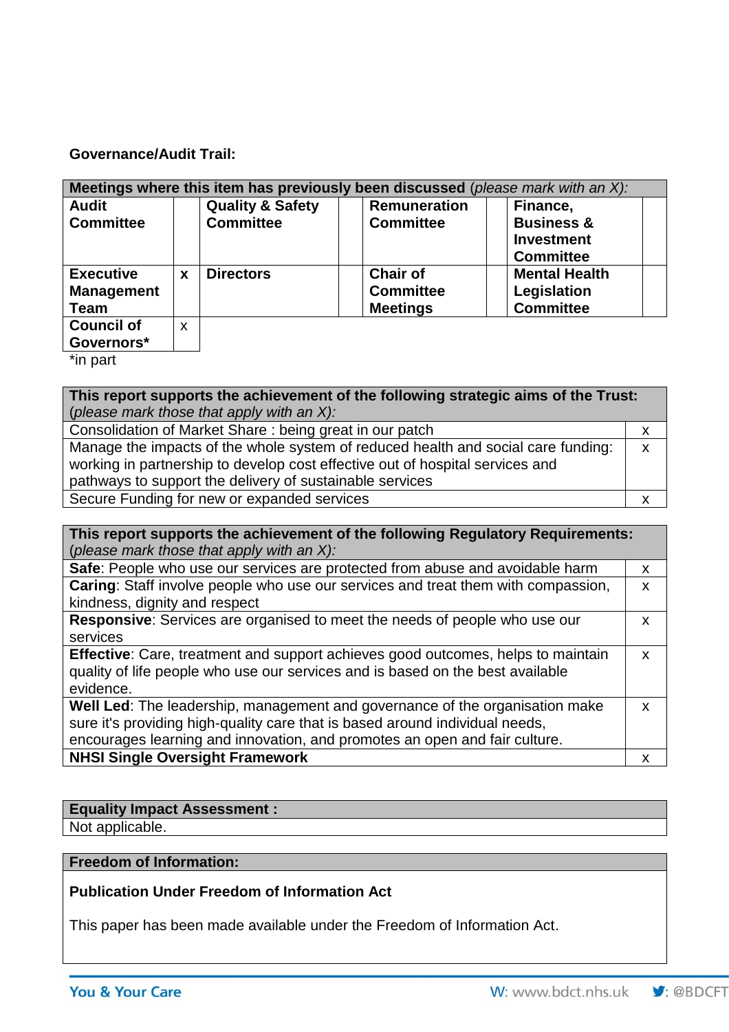**Governance/Audit Trail:**

| **Meetings where this item has previously been discussed** (*please mark with an X):* | | | | | | | |
|---|---|---|---|---|---|---|---|
| **Audit Committee** | | **Quality & Safety Committee** | | **Remuneration Committee** | | **Finance, Business & Investment Committee** | |
| **Executive Management Team** | **x** | **Directors** | | **Chair of Committee Meetings** | | **Mental Health Legislation Committee** | |
| **Council of Governors*** | x | | | | | | |

*in part

| **This report supports the achievement of the following strategic aims of the Trust:** (*please mark those that apply with an X):* | |
|---|---|
| Consolidation of Market Share : being great in our patch | x |
| Manage the impacts of the whole system of reduced health and social care funding: working in partnership to develop cost effective out of hospital services and pathways to support the delivery of sustainable services | x |
| Secure Funding for new or expanded services | x |

| **This report supports the achievement of the following Regulatory Requirements:** (*please mark those that apply with an X):* | |
|---|---|
| **Safe**: People who use our services are protected from abuse and avoidable harm | x |
| **Caring**: Staff involve people who use our services and treat them with compassion, kindness, dignity and respect | x |
| **Responsive**: Services are organised to meet the needs of people who use our services | x |
| **Effective**: Care, treatment and support achieves good outcomes, helps to maintain quality of life people who use our services and is based on the best available evidence. | x |
| **Well Led**: The leadership, management and governance of the organisation make sure it's providing high-quality care that is based around individual needs, encourages learning and innovation, and promotes an open and fair culture. | x |
| **NHSI Single Oversight Framework** | x |

| **Equality Impact Assessment :** |
|---|
| Not applicable. |

| **Freedom of Information:** |
|---|
| **Publication Under Freedom of Information Act**<br><br>This paper has been made available under the Freedom of Information Act. |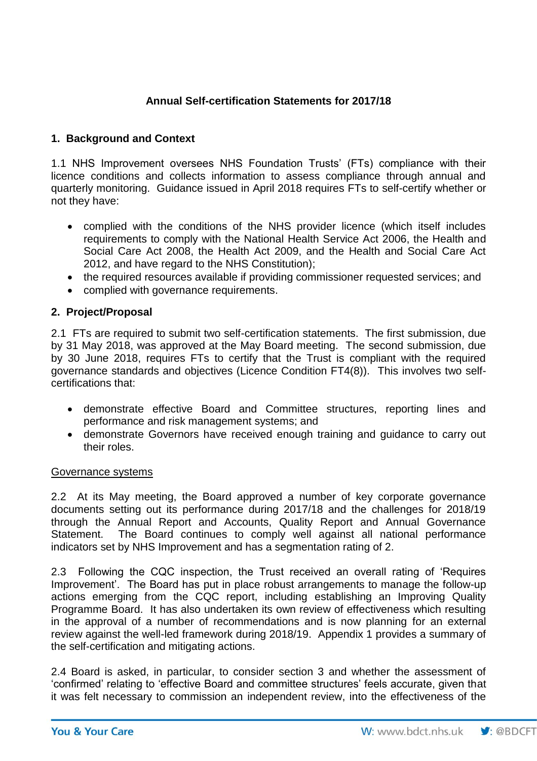## Annual Self-certification Statements for 2017/18

### 1. Background and Context

1.1 NHS Improvement oversees NHS Foundation Trusts' (FTs) compliance with their licence conditions and collects information to assess compliance through annual and quarterly monitoring. Guidance issued in April 2018 requires FTs to self-certify whether or not they have:

- complied with the conditions of the NHS provider licence (which itself includes requirements to comply with the National Health Service Act 2006, the Health and Social Care Act 2008, the Health Act 2009, and the Health and Social Care Act 2012, and have regard to the NHS Constitution);
- the required resources available if providing commissioner requested services; and
- complied with governance requirements.

### 2. Project/Proposal

2.1 FTs are required to submit two self-certification statements. The first submission, due by 31 May 2018, was approved at the May Board meeting. The second submission, due by 30 June 2018, requires FTs to certify that the Trust is compliant with the required governance standards and objectives (Licence Condition FT4(8)). This involves two self-certifications that:

- demonstrate effective Board and Committee structures, reporting lines and performance and risk management systems; and
- demonstrate Governors have received enough training and guidance to carry out their roles.

Governance systems

2.2 At its May meeting, the Board approved a number of key corporate governance documents setting out its performance during 2017/18 and the challenges for 2018/19 through the Annual Report and Accounts, Quality Report and Annual Governance Statement. The Board continues to comply well against all national performance indicators set by NHS Improvement and has a segmentation rating of 2.

2.3 Following the CQC inspection, the Trust received an overall rating of 'Requires Improvement'. The Board has put in place robust arrangements to manage the follow-up actions emerging from the CQC report, including establishing an Improving Quality Programme Board. It has also undertaken its own review of effectiveness which resulting in the approval of a number of recommendations and is now planning for an external review against the well-led framework during 2018/19. Appendix 1 provides a summary of the self-certification and mitigating actions.

2.4 Board is asked, in particular, to consider section 3 and whether the assessment of 'confirmed' relating to 'effective Board and committee structures' feels accurate, given that it was felt necessary to commission an independent review, into the effectiveness of the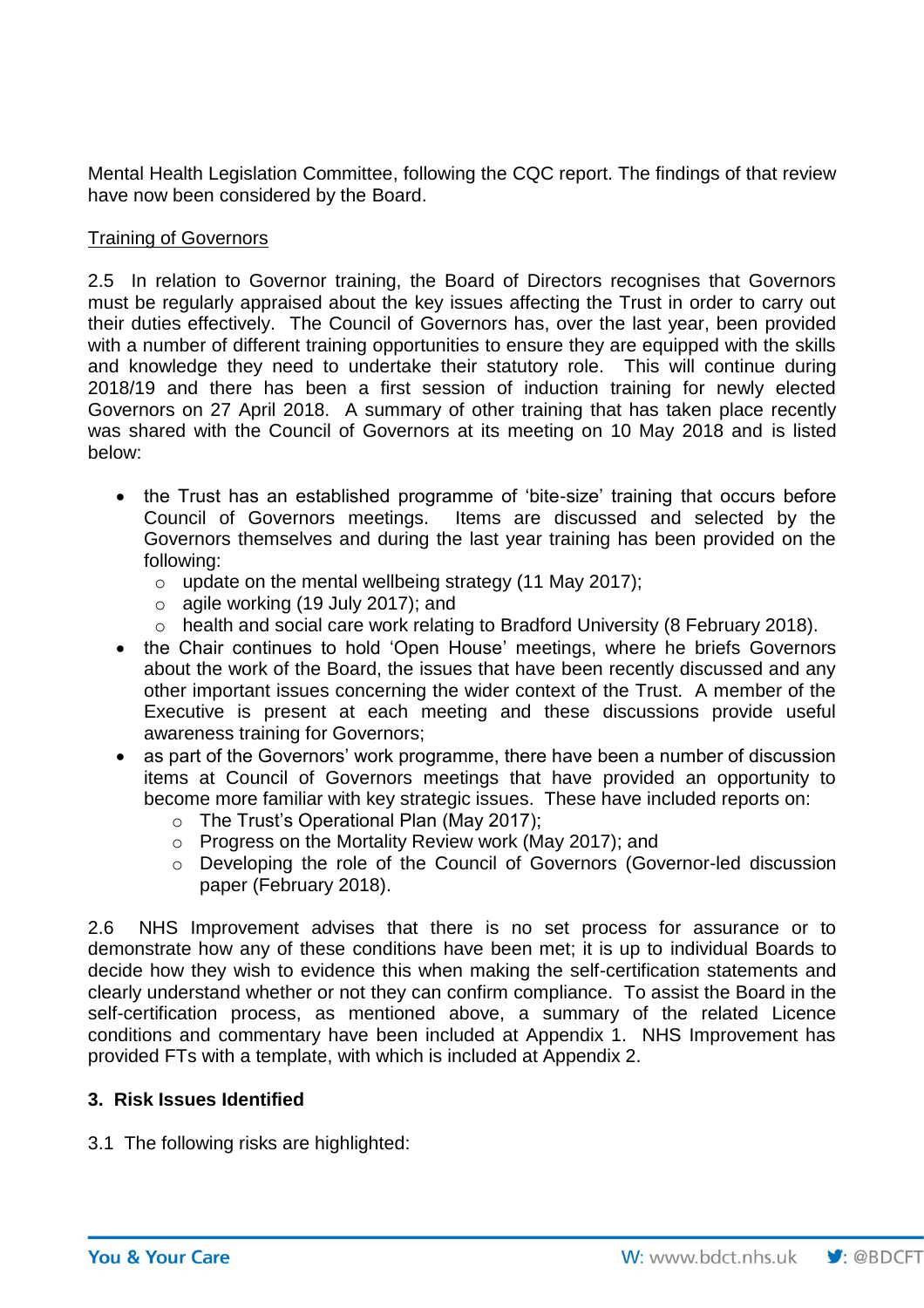Mental Health Legislation Committee, following the CQC report. The findings of that review have now been considered by the Board.

Training of Governors

2.5 In relation to Governor training, the Board of Directors recognises that Governors must be regularly appraised about the key issues affecting the Trust in order to carry out their duties effectively. The Council of Governors has, over the last year, been provided with a number of different training opportunities to ensure they are equipped with the skills and knowledge they need to undertake their statutory role. This will continue during 2018/19 and there has been a first session of induction training for newly elected Governors on 27 April 2018. A summary of other training that has taken place recently was shared with the Council of Governors at its meeting on 10 May 2018 and is listed below:

- the Trust has an established programme of 'bite-size' training that occurs before Council of Governors meetings. Items are discussed and selected by the Governors themselves and during the last year training has been provided on the following:
  - update on the mental wellbeing strategy (11 May 2017);
  - agile working (19 July 2017); and
  - health and social care work relating to Bradford University (8 February 2018).
- the Chair continues to hold 'Open House' meetings, where he briefs Governors about the work of the Board, the issues that have been recently discussed and any other important issues concerning the wider context of the Trust. A member of the Executive is present at each meeting and these discussions provide useful awareness training for Governors;
- as part of the Governors' work programme, there have been a number of discussion items at Council of Governors meetings that have provided an opportunity to become more familiar with key strategic issues. These have included reports on:
  - The Trust's Operational Plan (May 2017);
  - Progress on the Mortality Review work (May 2017); and
  - Developing the role of the Council of Governors (Governor-led discussion paper (February 2018).

2.6 NHS Improvement advises that there is no set process for assurance or to demonstrate how any of these conditions have been met; it is up to individual Boards to decide how they wish to evidence this when making the self-certification statements and clearly understand whether or not they can confirm compliance. To assist the Board in the self-certification process, as mentioned above, a summary of the related Licence conditions and commentary have been included at Appendix 1. NHS Improvement has provided FTs with a template, with which is included at Appendix 2.

**3. Risk Issues Identified**

3.1 The following risks are highlighted: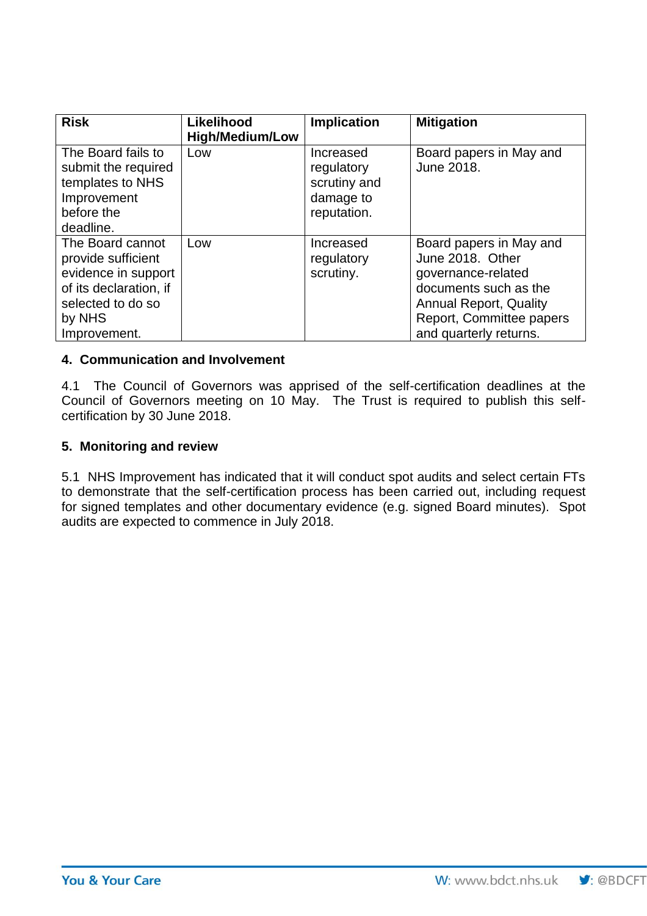| Risk | Likelihood High/Medium/Low | Implication | Mitigation |
| --- | --- | --- | --- |
| The Board fails to submit the required templates to NHS Improvement before the deadline. | Low | Increased regulatory scrutiny and damage to reputation. | Board papers in May and June 2018. |
| The Board cannot provide sufficient evidence in support of its declaration, if selected to do so by NHS Improvement. | Low | Increased regulatory scrutiny. | Board papers in May and June 2018. Other governance-related documents such as the Annual Report, Quality Report, Committee papers and quarterly returns. |

## 4. Communication and Involvement

4.1 The Council of Governors was apprised of the self-certification deadlines at the Council of Governors meeting on 10 May. The Trust is required to publish this self-certification by 30 June 2018.

## 5. Monitoring and review

5.1 NHS Improvement has indicated that it will conduct spot audits and select certain FTs to demonstrate that the self-certification process has been carried out, including request for signed templates and other documentary evidence (e.g. signed Board minutes). Spot audits are expected to commence in July 2018.